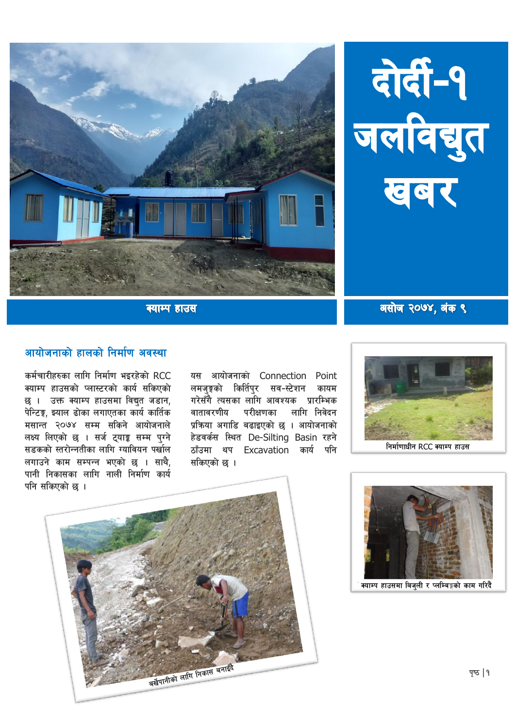# दोर्दी-१ जलविद्युत खबर

क्याम्प हाउस

असोज २०७४, अंक ९

## आयोजनाको हालको निर्माण अवस्था

कर्मचारीहरुका लागि निर्माण भइरहेको RCC क्याम्प हाउसको प्लास्टरको कार्य सकिएको छ । उक्त क्याम्प हाउसमा विद्युत जडान, पेन्टिङ्ग, झ्याल ढोका लगाएतका कार्य कार्तिक मसान्त २०७४ सम्म सकिने आयोजनाले लक्ष्य लिएको छ । सर्ज ट्याङ्क सम्म पुग्ने सडकको स्तरोन्नतीका लागि ग्याबियन पर्खाल लगाउने काम सम्पन्न भएको छ । साथै, पानी निकासका लागि नाली निर्माण कार्य पनि सकिएको छ ।

यस आयोजनाको Connection Point लमजुङ्गको किर्तिपुर सब-स्टेशन कायम गरेसँगै त्यसका लागि आवश्यक प्रारम्भिक वातावरणीय परीक्षणका लागि निवेदन प्रक्रिया अगाडि बढाइएको छ । आयोजनाको हेडवर्क्स स्थित De-Silting Basin रहने ठाँउमा थप Excavation कार्य पनि सकिएको छ ।

निर्माणाधीन RCC क्याम्प हाउस

क्याम्प हाउसमा बिजुली र प्लम्बिङ्गको काम गरिदैं

बर्खेपानीको लागि निकास बनाईदै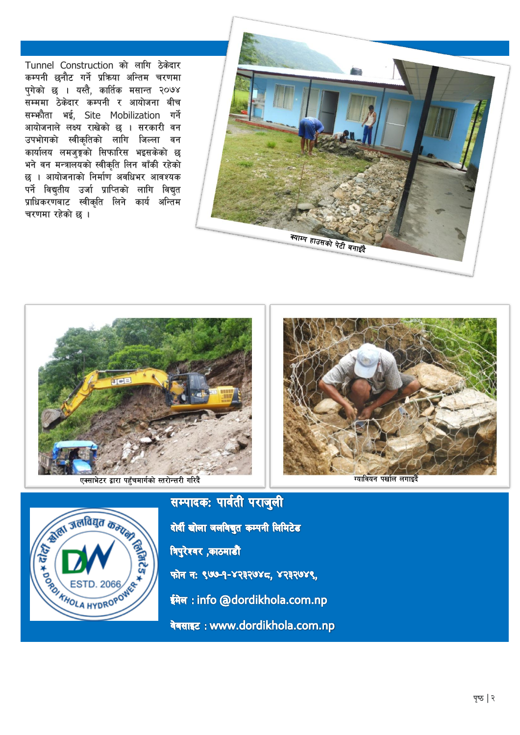Tunnel Construction को लागि ठेकेदार कम्पनी छनौट गर्ने प्रक्रिया अन्तिम चरणमा पुगेको छ । यस्तै, कार्तिक मसान्त २०७४ सम्ममा ठेकेदार कम्पनी र आयोजना बीच सम्झौता भई, Site Mobilization गर्ने आयोजनाले लक्ष्य राखेको छ । सरकारी वन उपभोगको स्वीकृतिको लागि जिल्ला वन कार्यालय लमजुङ्गको सिफारिस भइसकेको छ भने वन मन्त्रालयको स्वीकृति लिन बाँकी रहेको छ । आयोजनाको निर्माण अवधिभर आवश्यक पर्ने विद्युतीय उर्जा प्राप्तिको लागि विद्युत प्राधिकरणबाट स्वीकृति लिने कार्य अन्तिम चरणमा रहेको छ ।

क्याम्प हाउसको पेटी बनाइदै

एक्साभेटर द्वारा पहुँचमार्गको स्तरोन्तरी गरिदैं

ग्याबियन पर्खाल लगाइदैं

**सम्पादक: पार्वती पराजुली**

**दोर्दी खोला जलविद्युत कम्पनी लिमिटेड**

**त्रिपुरेश्वर ,काठमाडौं**

**फोन न: ९७७-१-४२३२७४८, ४२३२७४९,**

**ईमेल : info @dordikhola.com.np**

**वेबसाइट : www.dordikhola.com.np**